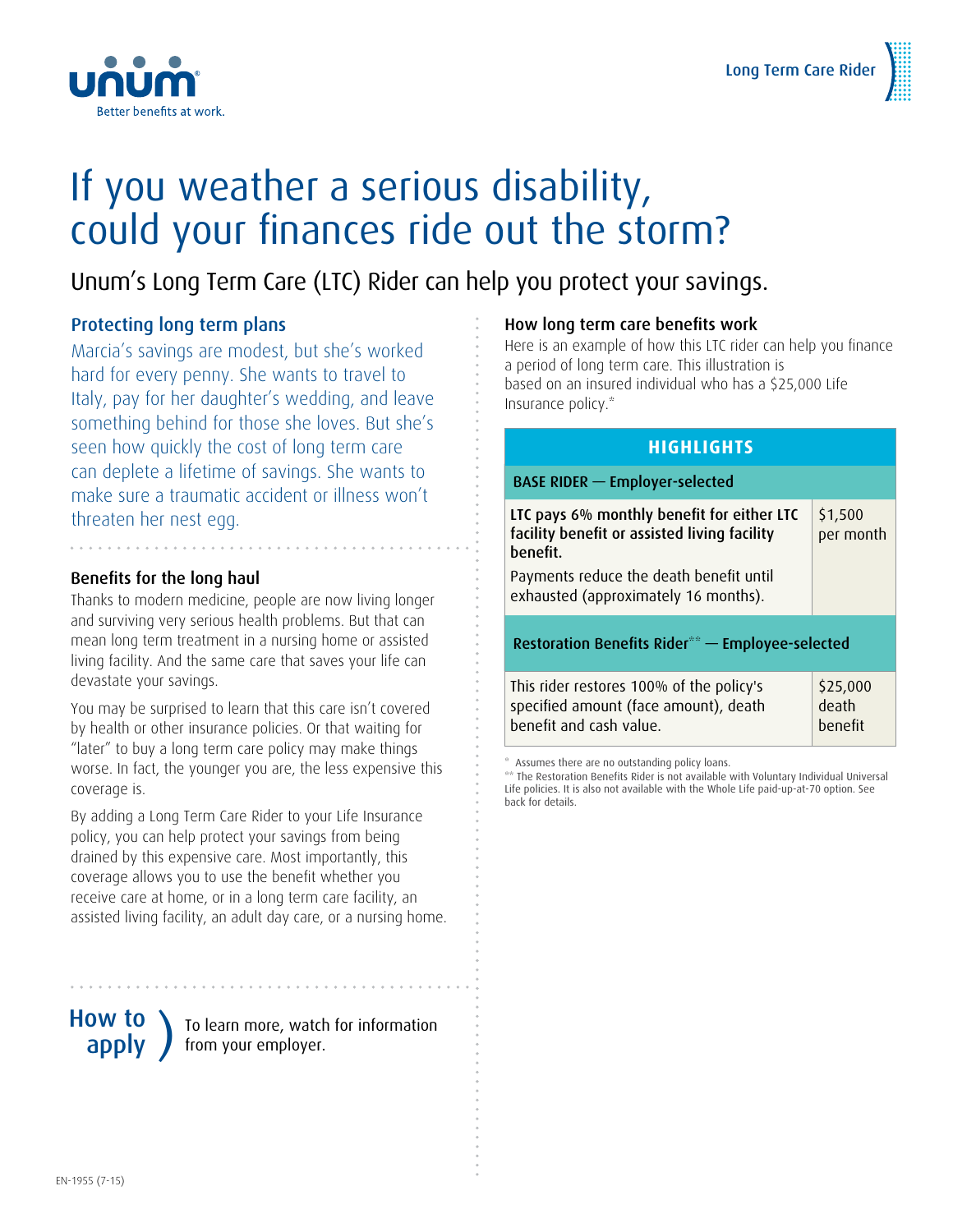Unum — Better benefits at work.

Long Term Care Rider

# If you weather a serious disability, could your finances ride out the storm?

## Unum's Long Term Care (LTC) Rider can help you protect your savings.

### Protecting long term plans

Marcia's savings are modest, but she's worked hard for every penny. She wants to travel to Italy, pay for her daughter's wedding, and leave something behind for those she loves. But she's seen how quickly the cost of long term care can deplete a lifetime of savings. She wants to make sure a traumatic accident or illness won't threaten her nest egg.

### Benefits for the long haul

Thanks to modern medicine, people are now living longer and surviving very serious health problems. But that can mean long term treatment in a nursing home or assisted living facility. And the same care that saves your life can devastate your savings.

You may be surprised to learn that this care isn't covered by health or other insurance policies. Or that waiting for "later" to buy a long term care policy may make things worse. In fact, the younger you are, the less expensive this coverage is.

By adding a Long Term Care Rider to your Life Insurance policy, you can help protect your savings from being drained by this expensive care. Most importantly, this coverage allows you to use the benefit whether you receive care at home, or in a long term care facility, an assisted living facility, an adult day care, or a nursing home.

### How to apply

To learn more, watch for information from your employer.

### How long term care benefits work

Here is an example of how this LTC rider can help you finance a period of long term care. This illustration is based on an insured individual who has a $25,000 Life Insurance policy.*

| HIGHLIGHTS | |
|---|---|
| **BASE RIDER — Employer-selected** | |
| **LTC pays 6% monthly benefit for either LTC facility benefit or assisted living facility benefit.** Payments reduce the death benefit until exhausted (approximately 16 months). | $1,500 per month |
| **Restoration Benefits Rider\*\* — Employee-selected** | |
| This rider restores 100% of the policy's specified amount (face amount), death benefit and cash value. | $25,000 death benefit |

\* Assumes there are no outstanding policy loans.

\*\* The Restoration Benefits Rider is not available with Voluntary Individual Universal Life policies. It is also not available with the Whole Life paid-up-at-70 option. See back for details.

EN-1955 (7-15)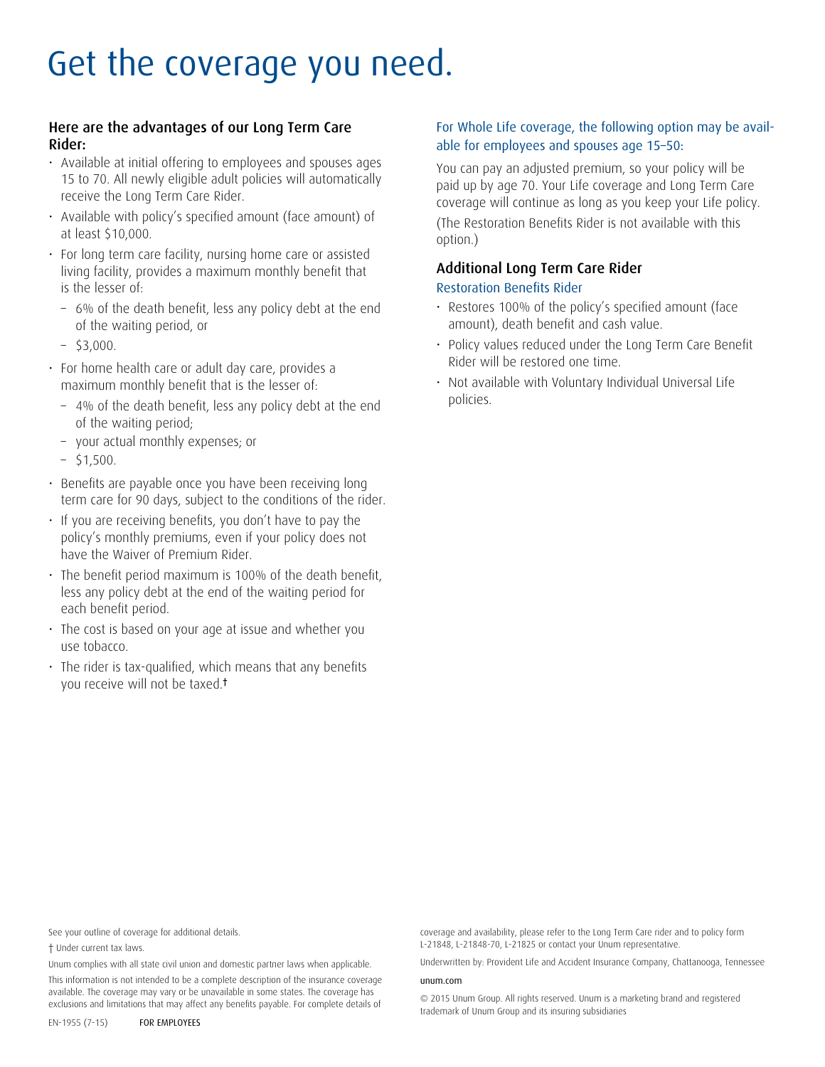# Get the coverage you need.

**Here are the advantages of our Long Term Care Rider:**

- Available at initial offering to employees and spouses ages 15 to 70. All newly eligible adult policies will automatically receive the Long Term Care Rider.
- Available with policy's specified amount (face amount) of at least $10,000.
- For long term care facility, nursing home care or assisted living facility, provides a maximum monthly benefit that is the lesser of:
  - 6% of the death benefit, less any policy debt at the end of the waiting period, or
  - $3,000.
- For home health care or adult day care, provides a maximum monthly benefit that is the lesser of:
  - 4% of the death benefit, less any policy debt at the end of the waiting period;
  - your actual monthly expenses; or
  - $1,500.
- Benefits are payable once you have been receiving long term care for 90 days, subject to the conditions of the rider.
- If you are receiving benefits, you don't have to pay the policy's monthly premiums, even if your policy does not have the Waiver of Premium Rider.
- The benefit period maximum is 100% of the death benefit, less any policy debt at the end of the waiting period for each benefit period.
- The cost is based on your age at issue and whether you use tobacco.
- The rider is tax-qualified, which means that any benefits you receive will not be taxed.†

For Whole Life coverage, the following option may be available for employees and spouses age 15–50:

You can pay an adjusted premium, so your policy will be paid up by age 70. Your Life coverage and Long Term Care coverage will continue as long as you keep your Life policy.

(The Restoration Benefits Rider is not available with this option.)

## Additional Long Term Care Rider

Restoration Benefits Rider

- Restores 100% of the policy's specified amount (face amount), death benefit and cash value.
- Policy values reduced under the Long Term Care Benefit Rider will be restored one time.
- Not available with Voluntary Individual Universal Life policies.

See your outline of coverage for additional details.

† Under current tax laws.

Unum complies with all state civil union and domestic partner laws when applicable.

This information is not intended to be a complete description of the insurance coverage available. The coverage may vary or be unavailable in some states. The coverage has exclusions and limitations that may affect any benefits payable. For complete details of coverage and availability, please refer to the Long Term Care rider and to policy form L-21848, L-21848-70, L-21825 or contact your Unum representative.

Underwritten by: Provident Life and Accident Insurance Company, Chattanooga, Tennessee

unum.com

© 2015 Unum Group. All rights reserved. Unum is a marketing brand and registered trademark of Unum Group and its insuring subsidiaries

EN-1955 (7-15) FOR EMPLOYEES